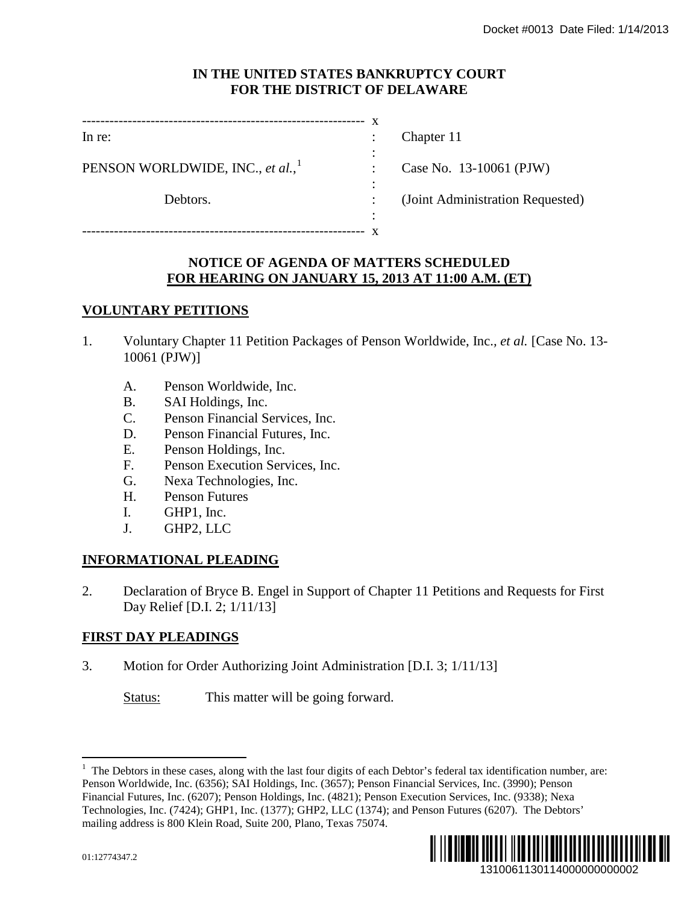Docket #0013 Date Filed: 1/14/2013

**IN THE UNITED STATES BANKRUPTCY COURT**
**FOR THE DISTRICT OF DELAWARE**

| | | |
|---|---|---|
| In re: | : | Chapter 11 |
| PENSON WORLDWIDE, INC., *et al.*,[1] | : | Case No. 13-10061 (PJW) |
| Debtors. | : | (Joint Administration Requested) |

**NOTICE OF AGENDA OF MATTERS SCHEDULED**
**FOR HEARING ON JANUARY 15, 2013 AT 11:00 A.M. (ET)**

## VOLUNTARY PETITIONS

1. Voluntary Chapter 11 Petition Packages of Penson Worldwide, Inc., *et al.* [Case No. 13-10061 (PJW)]

   A. Penson Worldwide, Inc.
   B. SAI Holdings, Inc.
   C. Penson Financial Services, Inc.
   D. Penson Financial Futures, Inc.
   E. Penson Holdings, Inc.
   F. Penson Execution Services, Inc.
   G. Nexa Technologies, Inc.
   H. Penson Futures
   I. GHP1, Inc.
   J. GHP2, LLC

## INFORMATIONAL PLEADING

2. Declaration of Bryce B. Engel in Support of Chapter 11 Petitions and Requests for First Day Relief [D.I. 2; 1/11/13]

## FIRST DAY PLEADINGS

3. Motion for Order Authorizing Joint Administration [D.I. 3; 1/11/13]

   Status: This matter will be going forward.

---

[1] The Debtors in these cases, along with the last four digits of each Debtor's federal tax identification number, are: Penson Worldwide, Inc. (6356); SAI Holdings, Inc. (3657); Penson Financial Services, Inc. (3990); Penson Financial Futures, Inc. (6207); Penson Holdings, Inc. (4821); Penson Execution Services, Inc. (9338); Nexa Technologies, Inc. (7424); GHP1, Inc. (1377); GHP2, LLC (1374); and Penson Futures (6207). The Debtors' mailing address is 800 Klein Road, Suite 200, Plano, Texas 75074.

01:12774347.2

1310061130114000000000002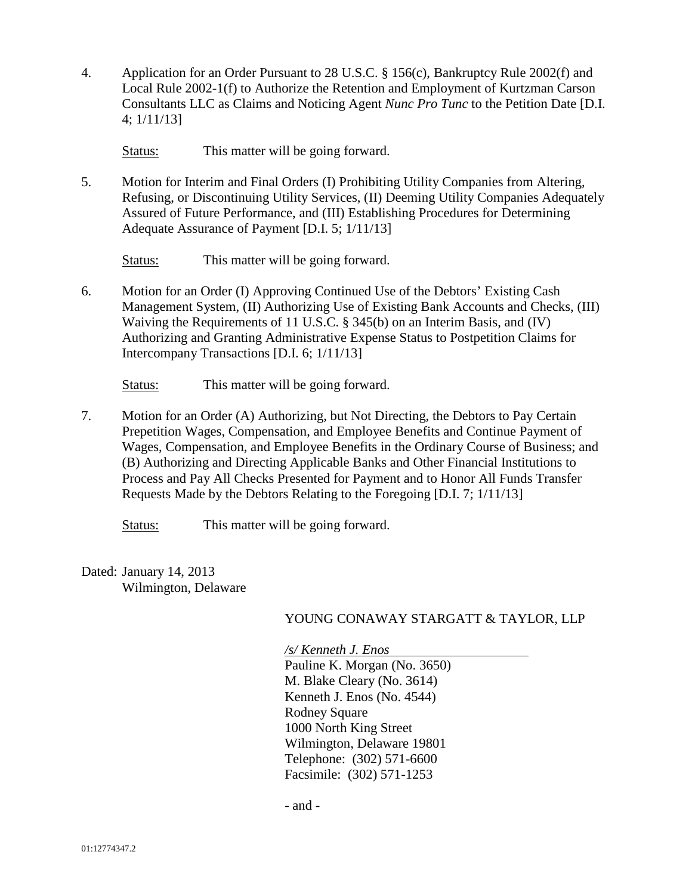4. Application for an Order Pursuant to 28 U.S.C. § 156(c), Bankruptcy Rule 2002(f) and Local Rule 2002-1(f) to Authorize the Retention and Employment of Kurtzman Carson Consultants LLC as Claims and Noticing Agent *Nunc Pro Tunc* to the Petition Date [D.I. 4; 1/11/13]

   Status: This matter will be going forward.

5. Motion for Interim and Final Orders (I) Prohibiting Utility Companies from Altering, Refusing, or Discontinuing Utility Services, (II) Deeming Utility Companies Adequately Assured of Future Performance, and (III) Establishing Procedures for Determining Adequate Assurance of Payment [D.I. 5; 1/11/13]

   Status: This matter will be going forward.

6. Motion for an Order (I) Approving Continued Use of the Debtors' Existing Cash Management System, (II) Authorizing Use of Existing Bank Accounts and Checks, (III) Waiving the Requirements of 11 U.S.C. § 345(b) on an Interim Basis, and (IV) Authorizing and Granting Administrative Expense Status to Postpetition Claims for Intercompany Transactions [D.I. 6; 1/11/13]

   Status: This matter will be going forward.

7. Motion for an Order (A) Authorizing, but Not Directing, the Debtors to Pay Certain Prepetition Wages, Compensation, and Employee Benefits and Continue Payment of Wages, Compensation, and Employee Benefits in the Ordinary Course of Business; and (B) Authorizing and Directing Applicable Banks and Other Financial Institutions to Process and Pay All Checks Presented for Payment and to Honor All Funds Transfer Requests Made by the Debtors Relating to the Foregoing [D.I. 7; 1/11/13]

   Status: This matter will be going forward.

Dated: January 14, 2013
Wilmington, Delaware

YOUNG CONAWAY STARGATT & TAYLOR, LLP

*/s/ Kenneth J. Enos*
Pauline K. Morgan (No. 3650)
M. Blake Cleary (No. 3614)
Kenneth J. Enos (No. 4544)
Rodney Square
1000 North King Street
Wilmington, Delaware 19801
Telephone: (302) 571-6600
Facsimile: (302) 571-1253

- and -

01:12774347.2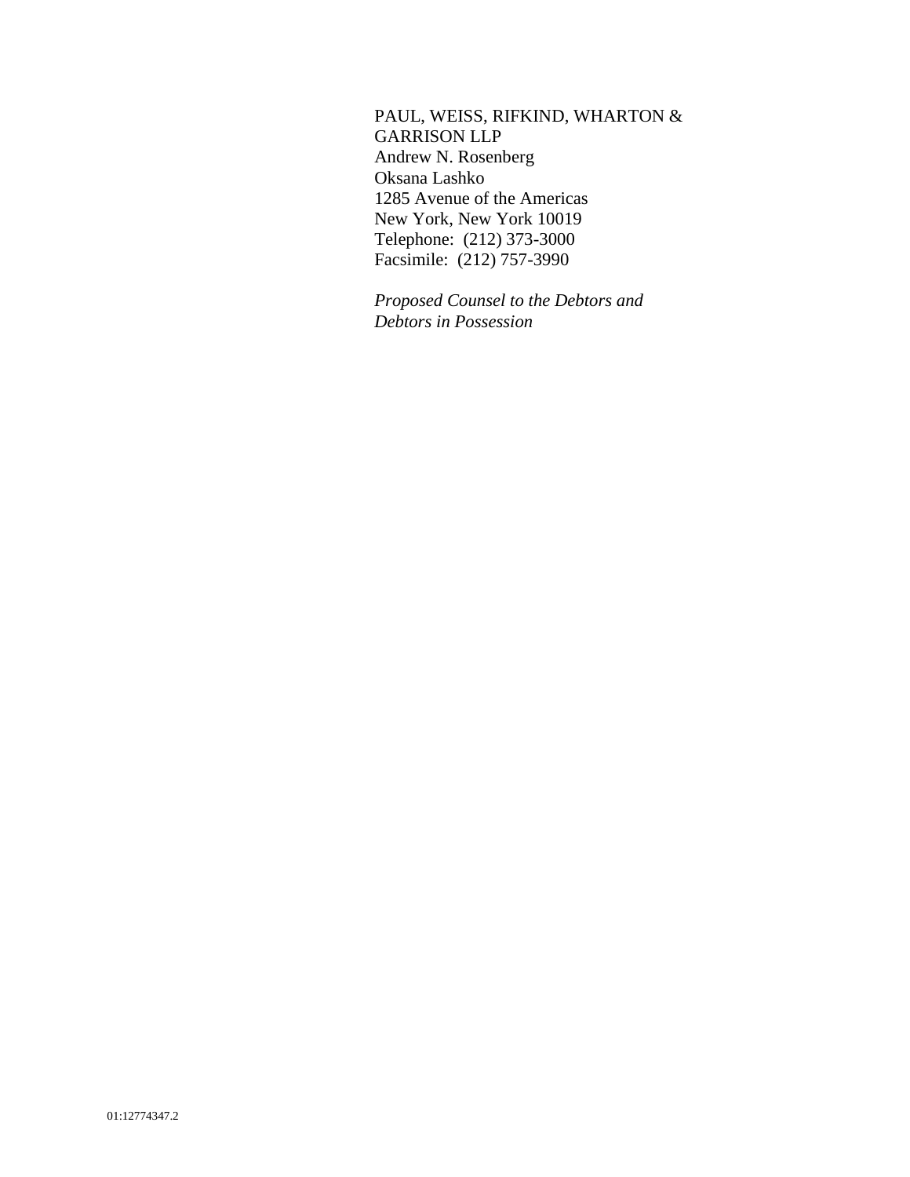PAUL, WEISS, RIFKIND, WHARTON &
GARRISON LLP
Andrew N. Rosenberg
Oksana Lashko
1285 Avenue of the Americas
New York, New York 10019
Telephone: (212) 373-3000
Facsimile: (212) 757-3990

*Proposed Counsel to the Debtors and Debtors in Possession*

01:12774347.2